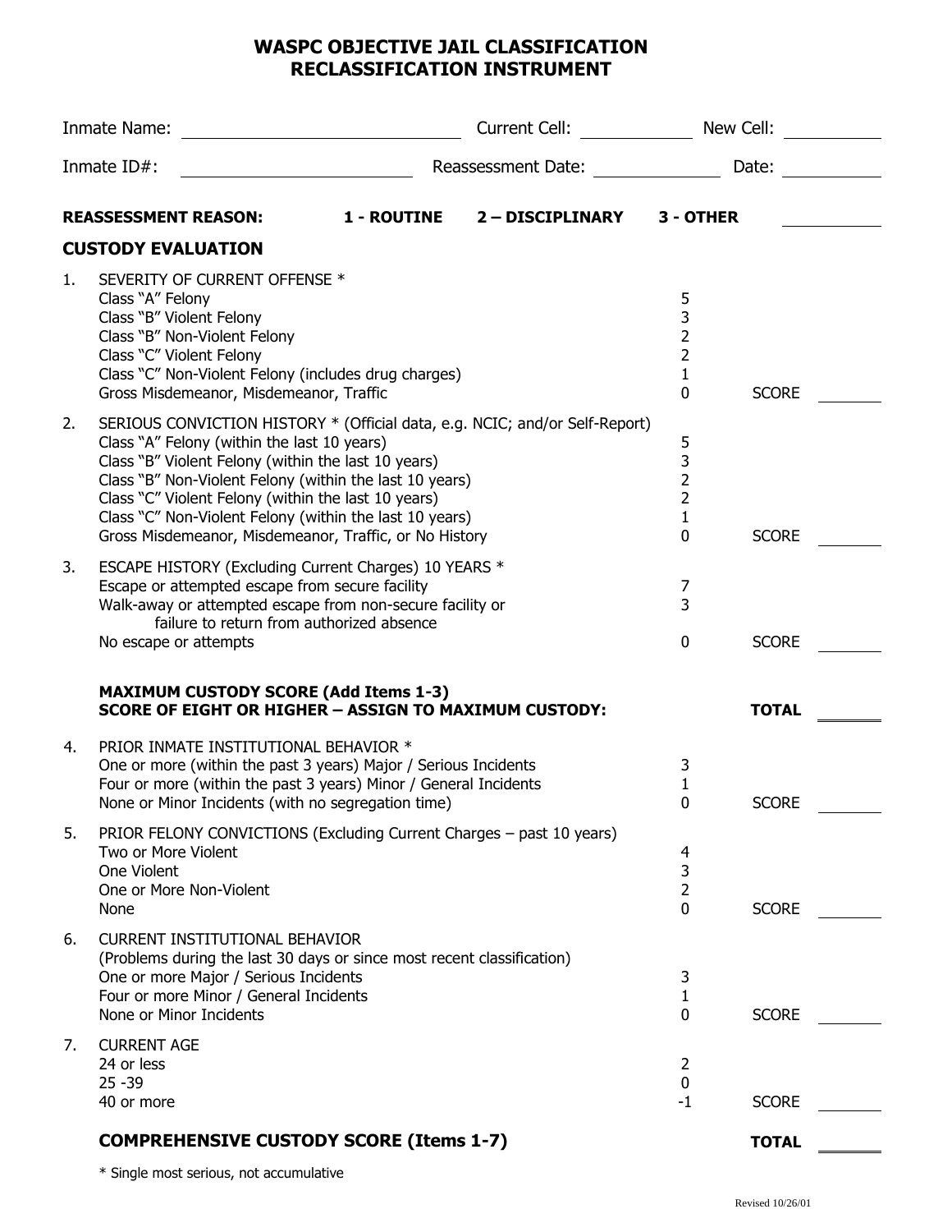# WASPC OBJECTIVE JAIL CLASSIFICATION RECLASSIFICATION INSTRUMENT

Inmate Name: ______________________ Current Cell: __________ New Cell: __________

Inmate ID#: ______________________ Reassessment Date: __________ Date: __________

**REASSESSMENT REASON: 1 - ROUTINE 2 – DISCIPLINARY 3 - OTHER** __________

## CUSTODY EVALUATION

1. SEVERITY OF CURRENT OFFENSE *

| | | |
|---|---|---|
| Class "A" Felony | 5 | |
| Class "B" Violent Felony | 3 | |
| Class "B" Non-Violent Felony | 2 | |
| Class "C" Violent Felony | 2 | |
| Class "C" Non-Violent Felony (includes drug charges) | 1 | |
| Gross Misdemeanor, Misdemeanor, Traffic | 0 | SCORE ______ |

2. SERIOUS CONVICTION HISTORY * (Official data, e.g. NCIC; and/or Self-Report)

| | | |
|---|---|---|
| Class "A" Felony (within the last 10 years) | 5 | |
| Class "B" Violent Felony (within the last 10 years) | 3 | |
| Class "B" Non-Violent Felony (within the last 10 years) | 2 | |
| Class "C" Violent Felony (within the last 10 years) | 2 | |
| Class "C" Non-Violent Felony (within the last 10 years) | 1 | |
| Gross Misdemeanor, Misdemeanor, Traffic, or No History | 0 | SCORE ______ |

3. ESCAPE HISTORY (Excluding Current Charges) 10 YEARS *

| | | |
|---|---|---|
| Escape or attempted escape from secure facility | 7 | |
| Walk-away or attempted escape from non-secure facility or failure to return from authorized absence | 3 | |
| No escape or attempts | 0 | SCORE ______ |

**MAXIMUM CUSTODY SCORE (Add Items 1-3)**
**SCORE OF EIGHT OR HIGHER – ASSIGN TO MAXIMUM CUSTODY:** **TOTAL** ______

4. PRIOR INMATE INSTITUTIONAL BEHAVIOR *

| | | |
|---|---|---|
| One or more (within the past 3 years) Major / Serious Incidents | 3 | |
| Four or more (within the past 3 years) Minor / General Incidents | 1 | |
| None or Minor Incidents (with no segregation time) | 0 | SCORE ______ |

5. PRIOR FELONY CONVICTIONS (Excluding Current Charges – past 10 years)

| | | |
|---|---|---|
| Two or More Violent | 4 | |
| One Violent | 3 | |
| One or More Non-Violent | 2 | |
| None | 0 | SCORE ______ |

6. CURRENT INSTITUTIONAL BEHAVIOR
(Problems during the last 30 days or since most recent classification)

| | | |
|---|---|---|
| One or more Major / Serious Incidents | 3 | |
| Four or more Minor / General Incidents | 1 | |
| None or Minor Incidents | 0 | SCORE ______ |

7. CURRENT AGE

| | | |
|---|---|---|
| 24 or less | 2 | |
| 25 -39 | 0 | |
| 40 or more | -1 | SCORE ______ |

**COMPREHENSIVE CUSTODY SCORE (Items 1-7)** **TOTAL** ______

* Single most serious, not accumulative

Revised 10/26/01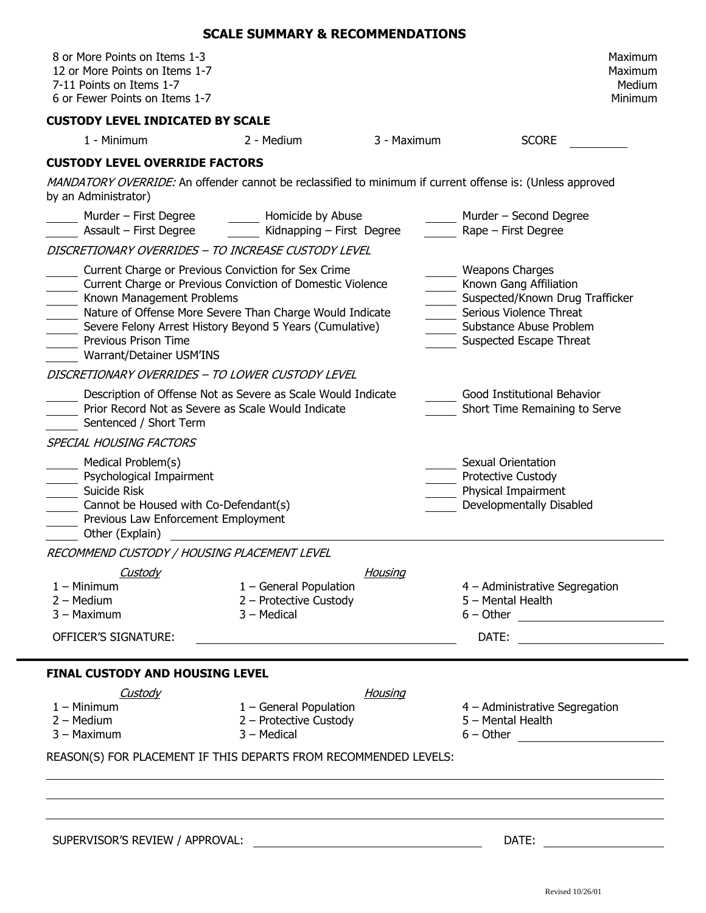# SCALE SUMMARY & RECOMMENDATIONS

| | |
|---|---|
| 8 or More Points on Items 1-3 | Maximum |
| 12 or More Points on Items 1-7 | Maximum |
| 7-11 Points on Items 1-7 | Medium |
| 6 or Fewer Points on Items 1-7 | Minimum |

**CUSTODY LEVEL INDICATED BY SCALE**

1 - Minimum    2 - Medium    3 - Maximum    SCORE ______

**CUSTODY LEVEL OVERRIDE FACTORS**

*MANDATORY OVERRIDE:* An offender cannot be reclassified to minimum if current offense is: (Unless approved by an Administrator)

_____ Murder – First Degree
_____ Homicide by Abuse
_____ Murder – Second Degree
_____ Assault – First Degree
_____ Kidnapping – First Degree
_____ Rape – First Degree

*DISCRETIONARY OVERRIDES – TO INCREASE CUSTODY LEVEL*

_____ Current Charge or Previous Conviction for Sex Crime
_____ Current Charge or Previous Conviction of Domestic Violence
_____ Known Management Problems
_____ Nature of Offense More Severe Than Charge Would Indicate
_____ Severe Felony Arrest History Beyond 5 Years (Cumulative)
_____ Previous Prison Time
_____ Warrant/Detainer USM'INS
_____ Weapons Charges
_____ Known Gang Affiliation
_____ Suspected/Known Drug Trafficker
_____ Serious Violence Threat
_____ Substance Abuse Problem
_____ Suspected Escape Threat

*DISCRETIONARY OVERRIDES – TO LOWER CUSTODY LEVEL*

_____ Description of Offense Not as Severe as Scale Would Indicate
_____ Prior Record Not as Severe as Scale Would Indicate
_____ Sentenced / Short Term
_____ Good Institutional Behavior
_____ Short Time Remaining to Serve

*SPECIAL HOUSING FACTORS*

_____ Medical Problem(s)
_____ Psychological Impairment
_____ Suicide Risk
_____ Cannot be Housed with Co-Defendant(s)
_____ Previous Law Enforcement Employment
_____ Other (Explain) ______________________________
_____ Sexual Orientation
_____ Protective Custody
_____ Physical Impairment
_____ Developmentally Disabled

*RECOMMEND CUSTODY / HOUSING PLACEMENT LEVEL*

| *Custody* | *Housing* | |
|---|---|---|
| 1 – Minimum | 1 – General Population | 4 – Administrative Segregation |
| 2 – Medium | 2 – Protective Custody | 5 – Mental Health |
| 3 – Maximum | 3 – Medical | 6 – Other ______________ |

OFFICER'S SIGNATURE: ______________________________ DATE: ______________

**FINAL CUSTODY AND HOUSING LEVEL**

| *Custody* | *Housing* | |
|---|---|---|
| 1 – Minimum | 1 – General Population | 4 – Administrative Segregation |
| 2 – Medium | 2 – Protective Custody | 5 – Mental Health |
| 3 – Maximum | 3 – Medical | 6 – Other ______________ |

REASON(S) FOR PLACEMENT IF THIS DEPARTS FROM RECOMMENDED LEVELS:

______________________________________________________________

______________________________________________________________

______________________________________________________________

SUPERVISOR'S REVIEW / APPROVAL: ______________________________ DATE: ______________

Revised 10/26/01